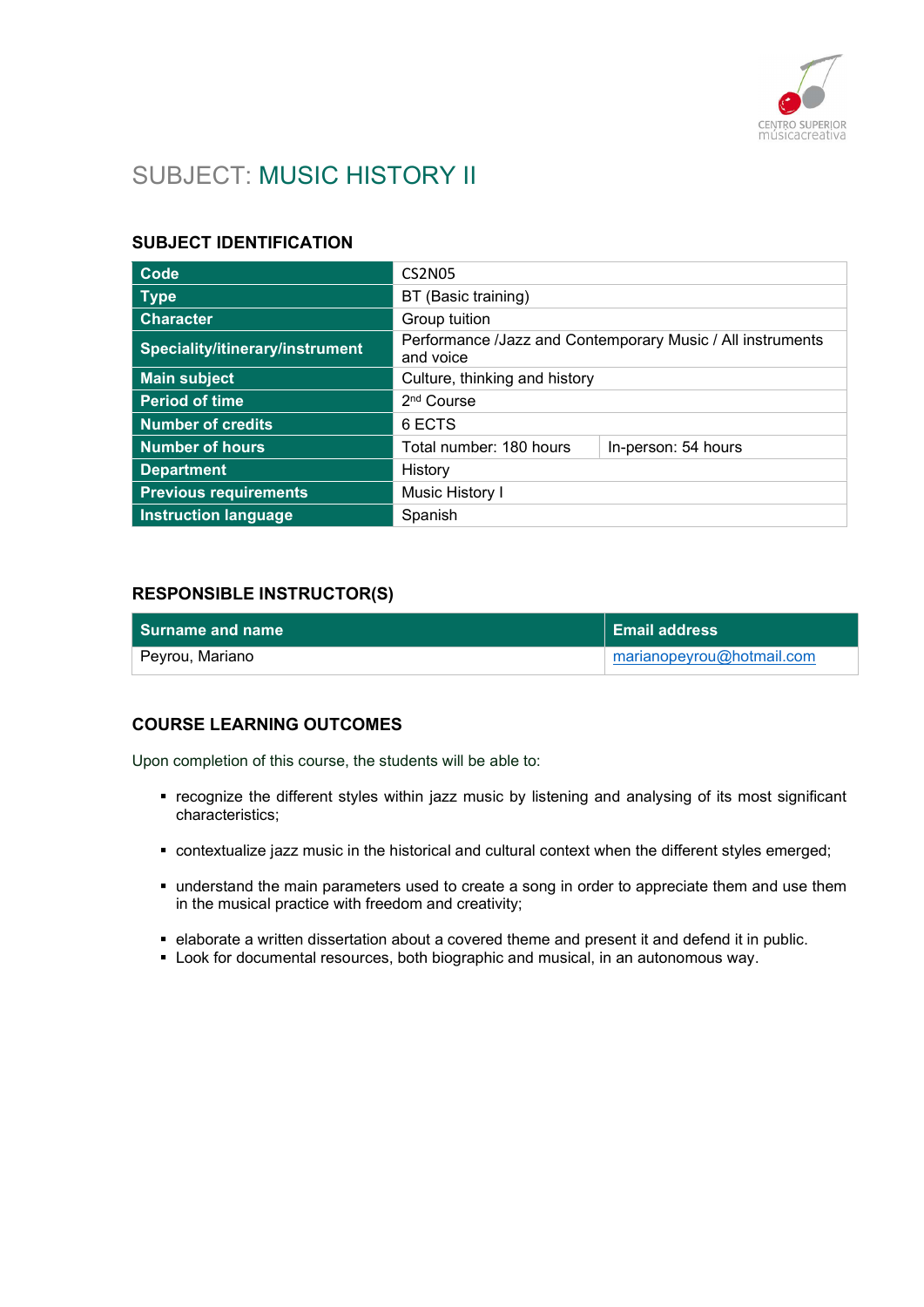# SUBJECT: MUSIC HISTORY II

## SUBJECT IDENTIFICATION

| Code | CS2N05 | |
|---|---|---|
| Type | BT (Basic training) | |
| Character | Group tuition | |
| Speciality/itinerary/instrument | Performance /Jazz and Contemporary Music / All instruments and voice | |
| Main subject | Culture, thinking and history | |
| Period of time | 2nd Course | |
| Number of credits | 6 ECTS | |
| Number of hours | Total number: 180 hours | In-person: 54 hours |
| Department | History | |
| Previous requirements | Music History I | |
| Instruction language | Spanish | |

## RESPONSIBLE INSTRUCTOR(S)

| Surname and name | Email address |
|---|---|
| Peyrou, Mariano | marianopeyrou@hotmail.com |

## COURSE LEARNING OUTCOMES

Upon completion of this course, the students will be able to:

- recognize the different styles within jazz music by listening and analysing of its most significant characteristics;
- contextualize jazz music in the historical and cultural context when the different styles emerged;
- understand the main parameters used to create a song in order to appreciate them and use them in the musical practice with freedom and creativity;
- elaborate a written dissertation about a covered theme and present it and defend it in public.
- Look for documental resources, both biographic and musical, in an autonomous way.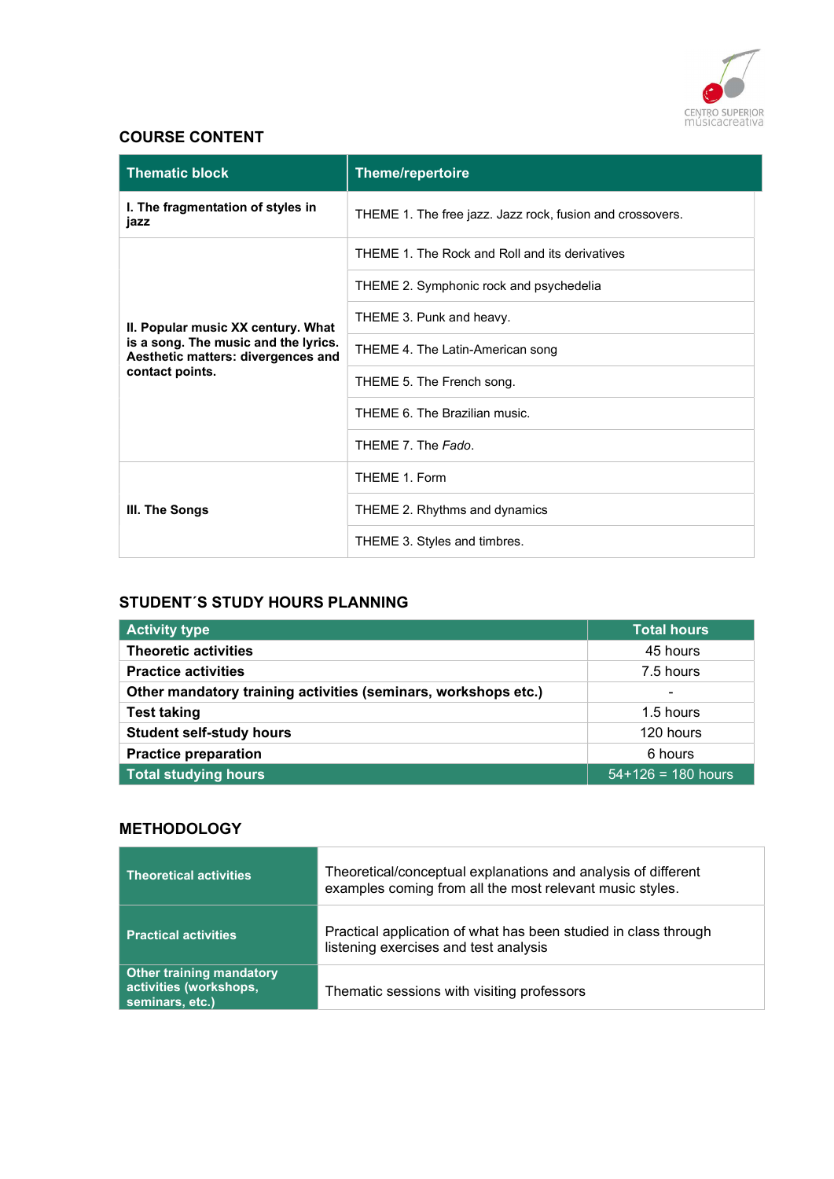## COURSE CONTENT

| Thematic block | Theme/repertoire |
|---|---|
| **I. The fragmentation of styles in jazz** | THEME 1. The free jazz. Jazz rock, fusion and crossovers. |
| **II. Popular music XX century. What is a song. The music and the lyrics. Aesthetic matters: divergences and contact points.** | THEME 1. The Rock and Roll and its derivatives |
| | THEME 2. Symphonic rock and psychedelia |
| | THEME 3. Punk and heavy. |
| | THEME 4. The Latin-American song |
| | THEME 5. The French song. |
| | THEME 6. The Brazilian music. |
| | THEME 7. The *Fado*. |
| **III. The Songs** | THEME 1. Form |
| | THEME 2. Rhythms and dynamics |
| | THEME 3. Styles and timbres. |

## STUDENT´S STUDY HOURS PLANNING

| Activity type | Total hours |
|---|---|
| **Theoretic activities** | 45 hours |
| **Practice activities** | 7.5 hours |
| **Other mandatory training activities (seminars, workshops etc.)** | - |
| **Test taking** | 1.5 hours |
| **Student self-study hours** | 120 hours |
| **Practice preparation** | 6 hours |
| **Total studying hours** | 54+126 = 180 hours |

## METHODOLOGY

| | |
|---|---|
| **Theoretical activities** | Theoretical/conceptual explanations and analysis of different examples coming from all the most relevant music styles. |
| **Practical activities** | Practical application of what has been studied in class through listening exercises and test analysis |
| **Other training mandatory activities (workshops, seminars, etc.)** | Thematic sessions with visiting professors |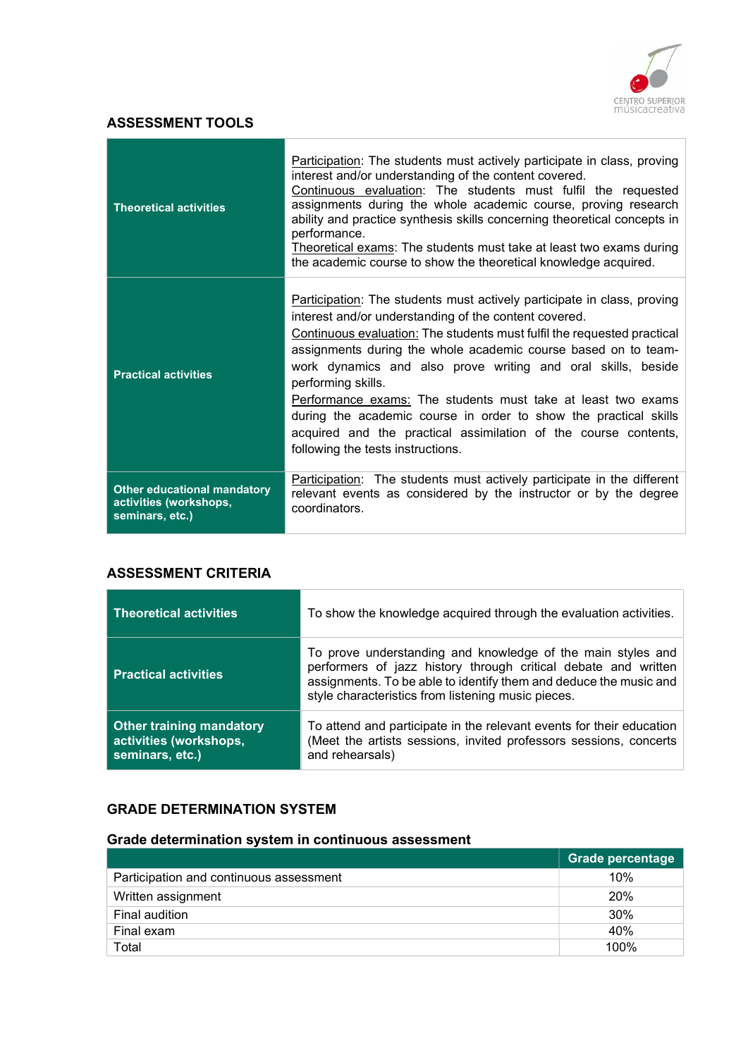## ASSESSMENT TOOLS

| | |
|---|---|
| **Theoretical activities** | Participation: The students must actively participate in class, proving interest and/or understanding of the content covered.<br>Continuous evaluation: The students must fulfil the requested assignments during the whole academic course, proving research ability and practice synthesis skills concerning theoretical concepts in performance.<br>Theoretical exams: The students must take at least two exams during the academic course to show the theoretical knowledge acquired. |
| **Practical activities** | Participation: The students must actively participate in class, proving interest and/or understanding of the content covered.<br>Continuous evaluation: The students must fulfil the requested practical assignments during the whole academic course based on to team-work dynamics and also prove writing and oral skills, beside performing skills.<br>Performance exams: The students must take at least two exams during the academic course in order to show the practical skills acquired and the practical assimilation of the course contents, following the tests instructions. |
| **Other educational mandatory activities (workshops, seminars, etc.)** | Participation: The students must actively participate in the different relevant events as considered by the instructor or by the degree coordinators. |

## ASSESSMENT CRITERIA

| | |
|---|---|
| **Theoretical activities** | To show the knowledge acquired through the evaluation activities. |
| **Practical activities** | To prove understanding and knowledge of the main styles and performers of jazz history through critical debate and written assignments. To be able to identify them and deduce the music and style characteristics from listening music pieces. |
| **Other training mandatory activities (workshops, seminars, etc.)** | To attend and participate in the relevant events for their education (Meet the artists sessions, invited professors sessions, concerts and rehearsals) |

## GRADE DETERMINATION SYSTEM

### Grade determination system in continuous assessment

| | Grade percentage |
|---|---|
| Participation and continuous assessment | 10% |
| Written assignment | 20% |
| Final audition | 30% |
| Final exam | 40% |
| Total | 100% |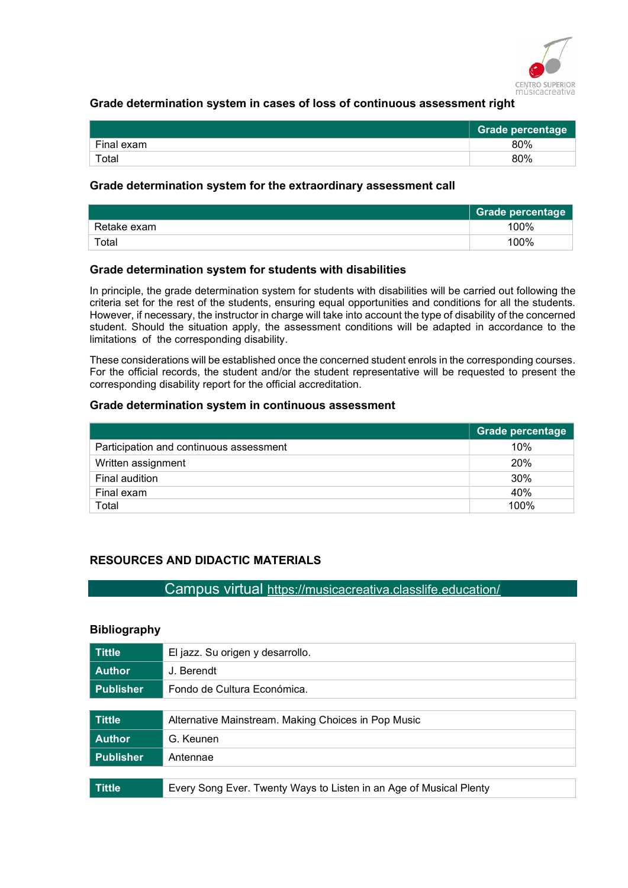### Grade determination system in cases of loss of continuous assessment right

| | Grade percentage |
|---|---|
| Final exam | 80% |
| Total | 80% |

### Grade determination system for the extraordinary assessment call

| | Grade percentage |
|---|---|
| Retake exam | 100% |
| Total | 100% |

### Grade determination system for students with disabilities

In principle, the grade determination system for students with disabilities will be carried out following the criteria set for the rest of the students, ensuring equal opportunities and conditions for all the students. However, if necessary, the instructor in charge will take into account the type of disability of the concerned student. Should the situation apply, the assessment conditions will be adapted in accordance to the limitations of the corresponding disability.

These considerations will be established once the concerned student enrols in the corresponding courses. For the official records, the student and/or the student representative will be requested to present the corresponding disability report for the official accreditation.

### Grade determination system in continuous assessment

| | Grade percentage |
|---|---|
| Participation and continuous assessment | 10% |
| Written assignment | 20% |
| Final audition | 30% |
| Final exam | 40% |
| Total | 100% |

## RESOURCES AND DIDACTIC MATERIALS

Campus virtual https://musicacreativa.classlife.education/

### Bibliography

| | |
|---|---|
| **Tittle** | El jazz. Su origen y desarrollo. |
| **Author** | J. Berendt |
| **Publisher** | Fondo de Cultura Económica. |

| | |
|---|---|
| **Tittle** | Alternative Mainstream. Making Choices in Pop Music |
| **Author** | G. Keunen |
| **Publisher** | Antennae |

| | |
|---|---|
| **Tittle** | Every Song Ever. Twenty Ways to Listen in an Age of Musical Plenty |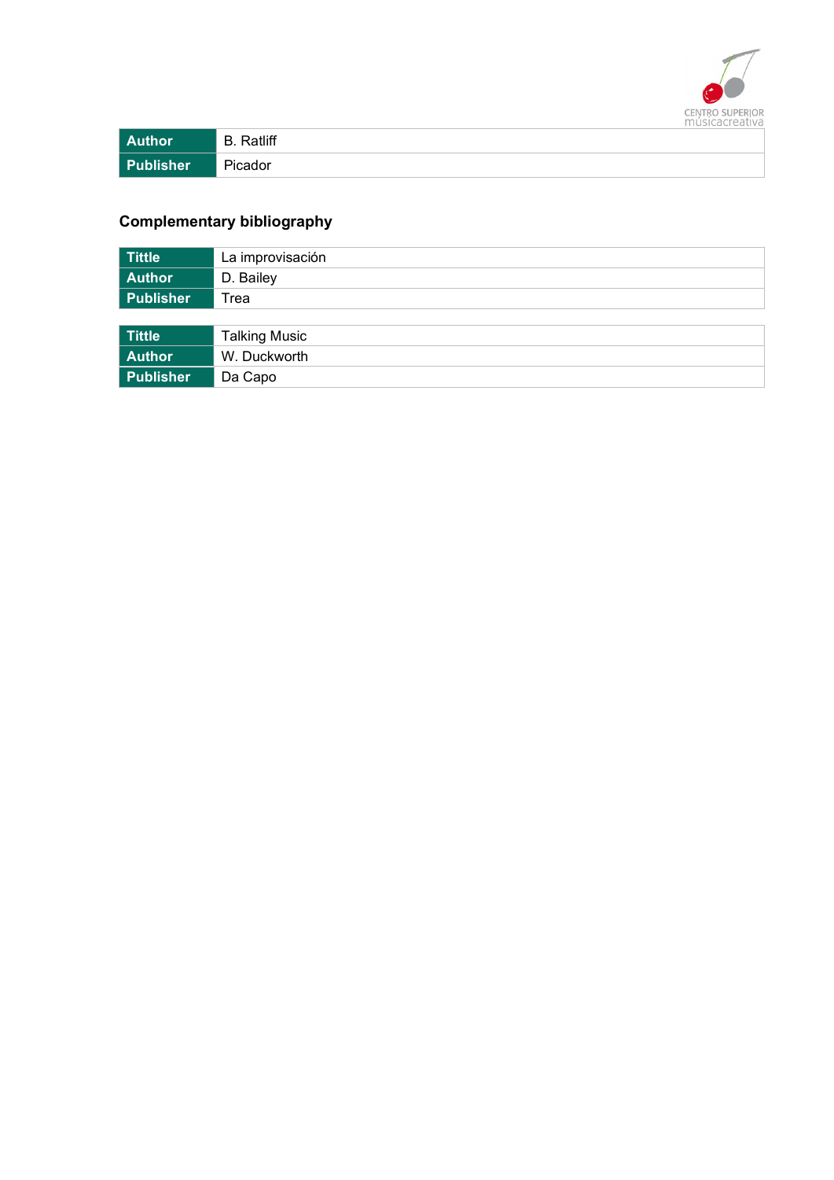| | |
|---|---|
| **Author** | B. Ratliff |
| **Publisher** | Picador |

### Complementary bibliography

| | |
|---|---|
| **Tittle** | La improvisación |
| **Author** | D. Bailey |
| **Publisher** | Trea |

| | |
|---|---|
| **Tittle** | Talking Music |
| **Author** | W. Duckworth |
| **Publisher** | Da Capo |